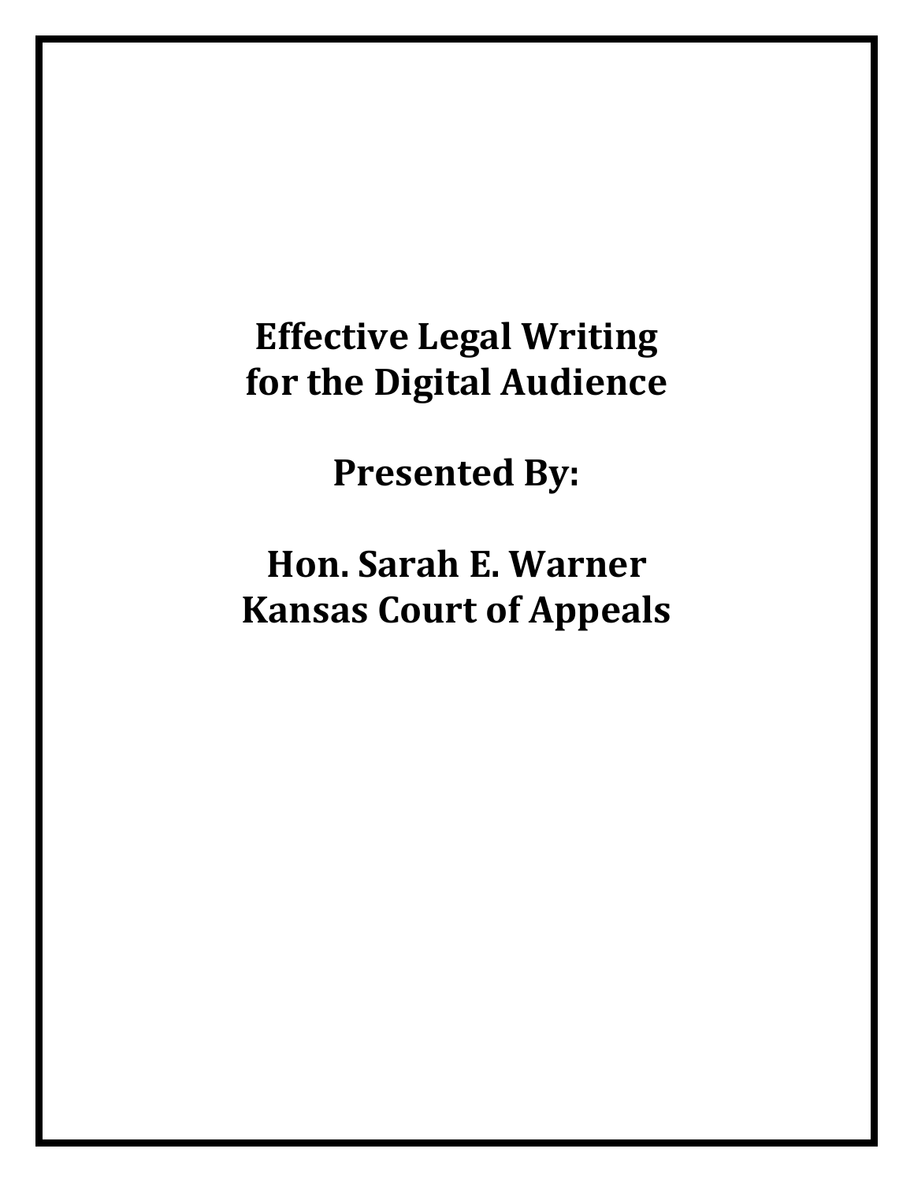# Effective Legal Writing for the Digital Audience

**Presented By:**

**Hon. Sarah E. Warner**
**Kansas Court of Appeals**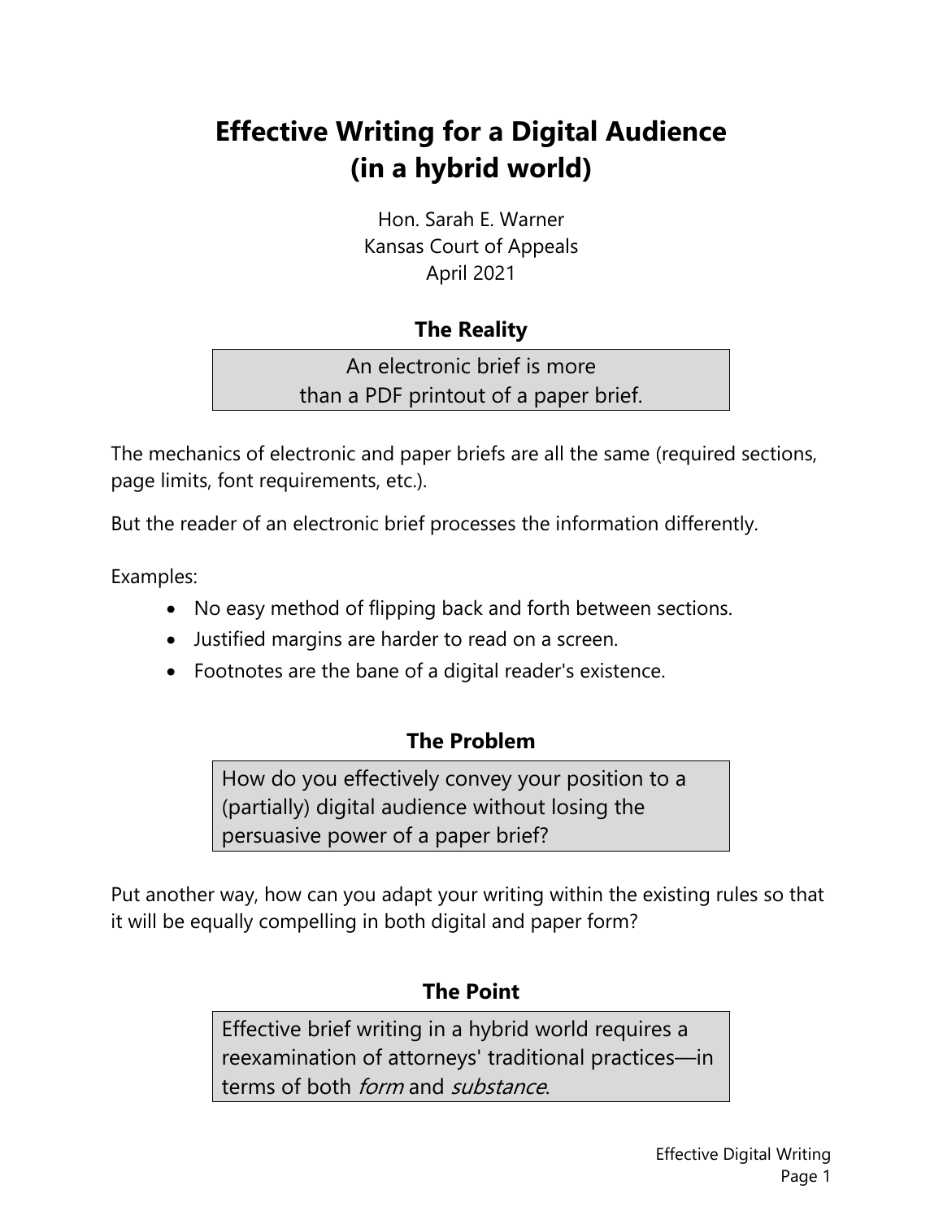# Effective Writing for a Digital Audience (in a hybrid world)

Hon. Sarah E. Warner
Kansas Court of Appeals
April 2021

## The Reality

> An electronic brief is more than a PDF printout of a paper brief.

The mechanics of electronic and paper briefs are all the same (required sections, page limits, font requirements, etc.).

But the reader of an electronic brief processes the information differently.

Examples:

- No easy method of flipping back and forth between sections.
- Justified margins are harder to read on a screen.
- Footnotes are the bane of a digital reader's existence.

## The Problem

> How do you effectively convey your position to a (partially) digital audience without losing the persuasive power of a paper brief?

Put another way, how can you adapt your writing within the existing rules so that it will be equally compelling in both digital and paper form?

## The Point

> Effective brief writing in a hybrid world requires a reexamination of attorneys' traditional practices—in terms of both *form* and *substance*.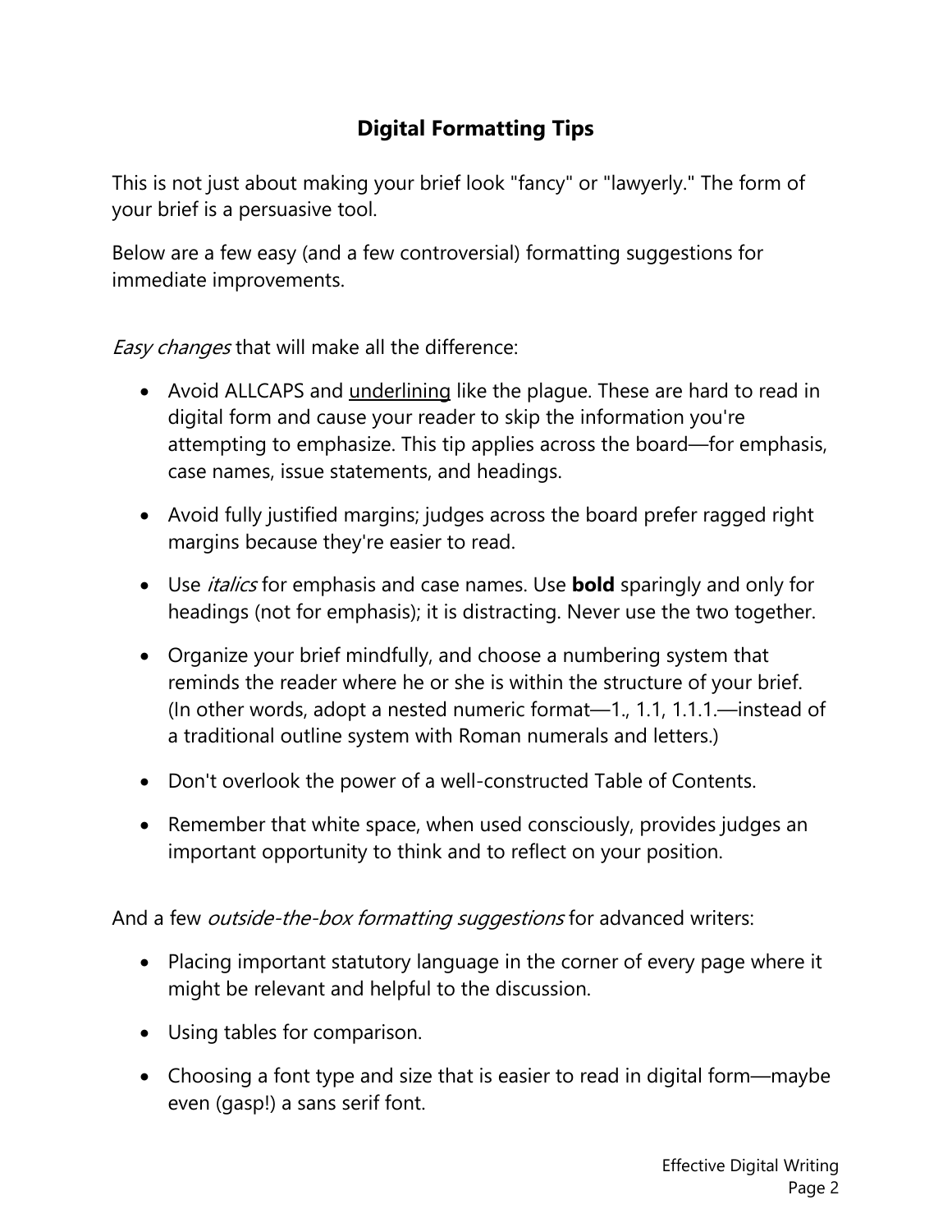## Digital Formatting Tips

This is not just about making your brief look "fancy" or "lawyerly." The form of your brief is a persuasive tool.

Below are a few easy (and a few controversial) formatting suggestions for immediate improvements.

*Easy changes* that will make all the difference:

- Avoid ALLCAPS and <u>underlining</u> like the plague. These are hard to read in digital form and cause your reader to skip the information you're attempting to emphasize. This tip applies across the board—for emphasis, case names, issue statements, and headings.
- Avoid fully justified margins; judges across the board prefer ragged right margins because they're easier to read.
- Use *italics* for emphasis and case names. Use **bold** sparingly and only for headings (not for emphasis); it is distracting. Never use the two together.
- Organize your brief mindfully, and choose a numbering system that reminds the reader where he or she is within the structure of your brief. (In other words, adopt a nested numeric format—1., 1.1, 1.1.1.—instead of a traditional outline system with Roman numerals and letters.)
- Don't overlook the power of a well-constructed Table of Contents.
- Remember that white space, when used consciously, provides judges an important opportunity to think and to reflect on your position.

And a few *outside-the-box formatting suggestions* for advanced writers:

- Placing important statutory language in the corner of every page where it might be relevant and helpful to the discussion.
- Using tables for comparison.
- Choosing a font type and size that is easier to read in digital form—maybe even (gasp!) a sans serif font.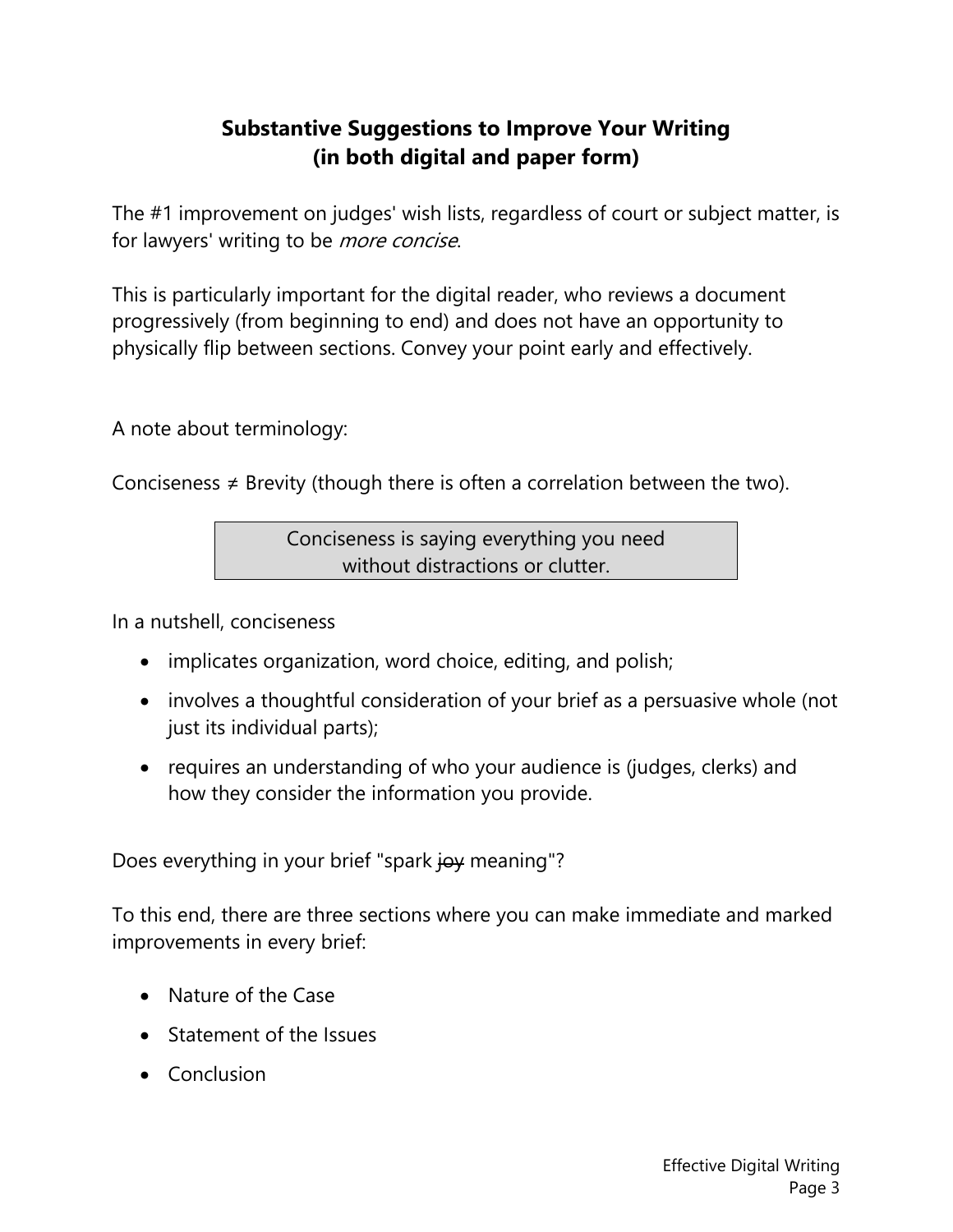## Substantive Suggestions to Improve Your Writing (in both digital and paper form)

The #1 improvement on judges' wish lists, regardless of court or subject matter, is for lawyers' writing to be *more concise*.

This is particularly important for the digital reader, who reviews a document progressively (from beginning to end) and does not have an opportunity to physically flip between sections. Convey your point early and effectively.

A note about terminology:

Conciseness ≠ Brevity (though there is often a correlation between the two).

> Conciseness is saying everything you need without distractions or clutter.

In a nutshell, conciseness

- implicates organization, word choice, editing, and polish;
- involves a thoughtful consideration of your brief as a persuasive whole (not just its individual parts);
- requires an understanding of who your audience is (judges, clerks) and how they consider the information you provide.

Does everything in your brief "spark ~~joy~~ meaning"?

To this end, there are three sections where you can make immediate and marked improvements in every brief:

- Nature of the Case
- Statement of the Issues
- Conclusion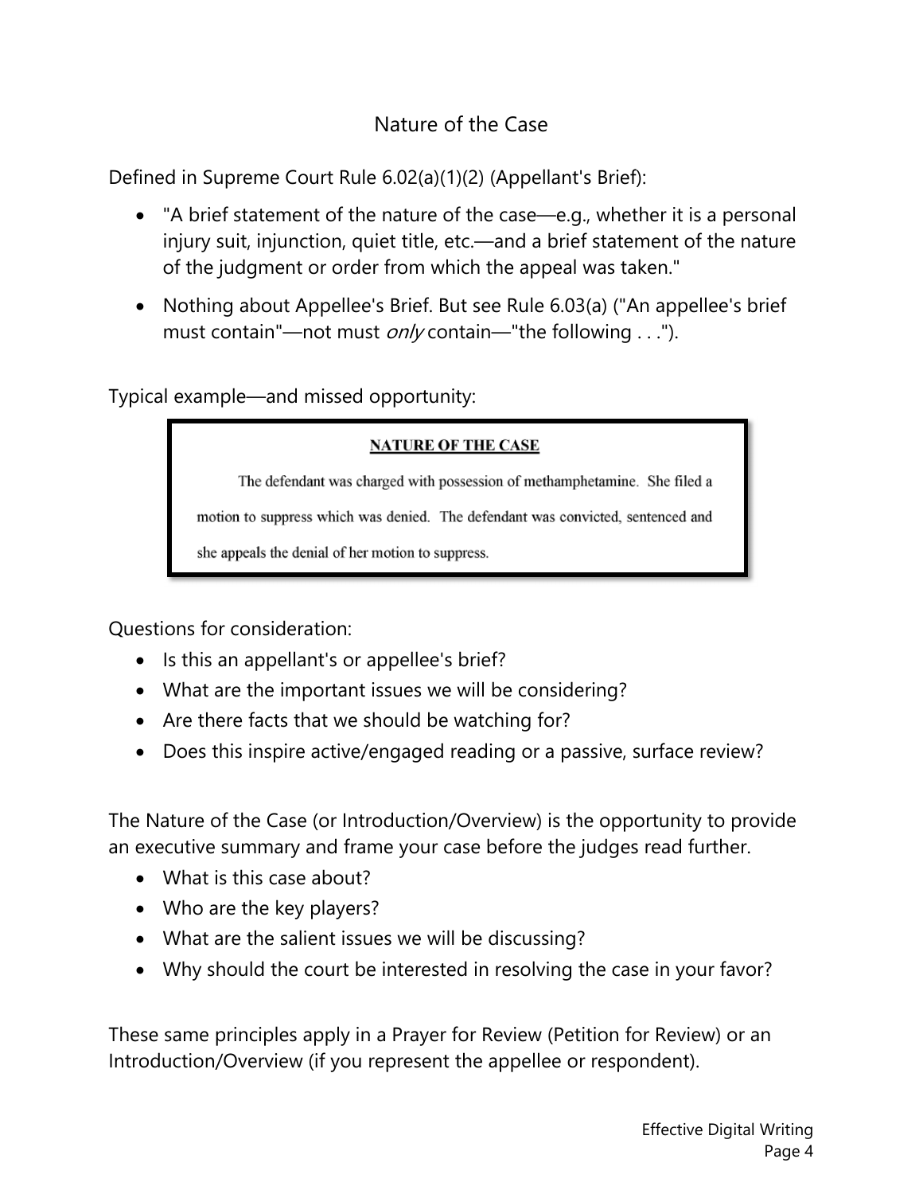## Nature of the Case

Defined in Supreme Court Rule 6.02(a)(1)(2) (Appellant's Brief):

- "A brief statement of the nature of the case—e.g., whether it is a personal injury suit, injunction, quiet title, etc.—and a brief statement of the nature of the judgment or order from which the appeal was taken."
- Nothing about Appellee's Brief. But see Rule 6.03(a) ("An appellee's brief must contain"—not must *only* contain—"the following . . .").

Typical example—and missed opportunity:

> **NATURE OF THE CASE**
>
> The defendant was charged with possession of methamphetamine. She filed a motion to suppress which was denied. The defendant was convicted, sentenced and she appeals the denial of her motion to suppress.

Questions for consideration:

- Is this an appellant's or appellee's brief?
- What are the important issues we will be considering?
- Are there facts that we should be watching for?
- Does this inspire active/engaged reading or a passive, surface review?

The Nature of the Case (or Introduction/Overview) is the opportunity to provide an executive summary and frame your case before the judges read further.

- What is this case about?
- Who are the key players?
- What are the salient issues we will be discussing?
- Why should the court be interested in resolving the case in your favor?

These same principles apply in a Prayer for Review (Petition for Review) or an Introduction/Overview (if you represent the appellee or respondent).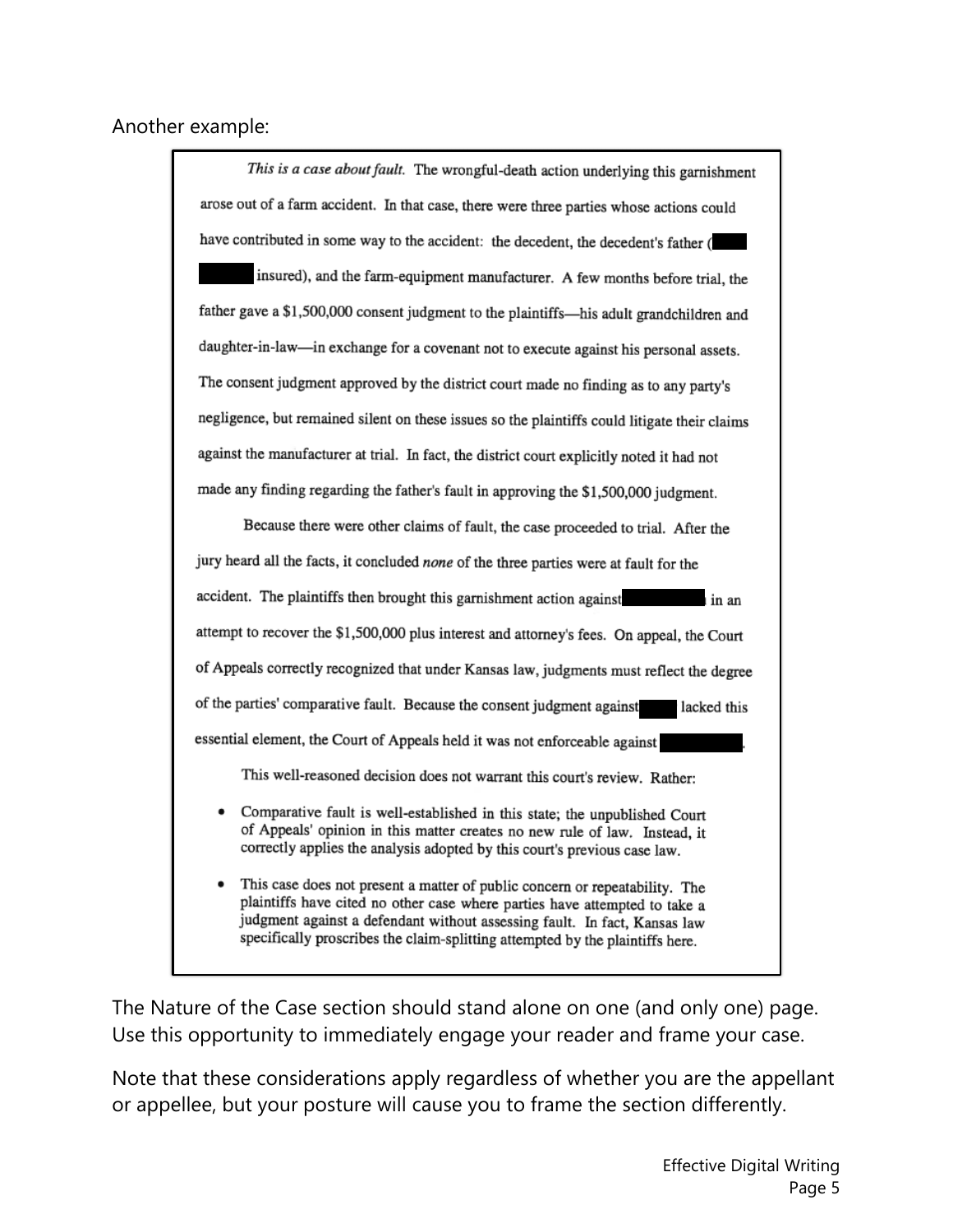Another example:

> *This is a case about fault.* The wrongful-death action underlying this garnishment arose out of a farm accident. In that case, there were three parties whose actions could have contributed in some way to the accident: the decedent, the decedent's father (███ ███ insured), and the farm-equipment manufacturer. A few months before trial, the father gave a $1,500,000 consent judgment to the plaintiffs—his adult grandchildren and daughter-in-law—in exchange for a covenant not to execute against his personal assets. The consent judgment approved by the district court made no finding as to any party's negligence, but remained silent on these issues so the plaintiffs could litigate their claims against the manufacturer at trial. In fact, the district court explicitly noted it had not made any finding regarding the father's fault in approving the $1,500,000 judgment.
>
> Because there were other claims of fault, the case proceeded to trial. After the jury heard all the facts, it concluded *none* of the three parties were at fault for the accident. The plaintiffs then brought this garnishment action against ███ in an attempt to recover the $1,500,000 plus interest and attorney's fees. On appeal, the Court of Appeals correctly recognized that under Kansas law, judgments must reflect the degree of the parties' comparative fault. Because the consent judgment against ███ lacked this essential element, the Court of Appeals held it was not enforceable against ███.
>
> This well-reasoned decision does not warrant this court's review. Rather:
>
> - Comparative fault is well-established in this state; the unpublished Court of Appeals' opinion in this matter creates no new rule of law. Instead, it correctly applies the analysis adopted by this court's previous case law.
> - This case does not present a matter of public concern or repeatability. The plaintiffs have cited no other case where parties have attempted to take a judgment against a defendant without assessing fault. In fact, Kansas law specifically proscribes the claim-splitting attempted by the plaintiffs here.

The Nature of the Case section should stand alone on one (and only one) page. Use this opportunity to immediately engage your reader and frame your case.

Note that these considerations apply regardless of whether you are the appellant or appellee, but your posture will cause you to frame the section differently.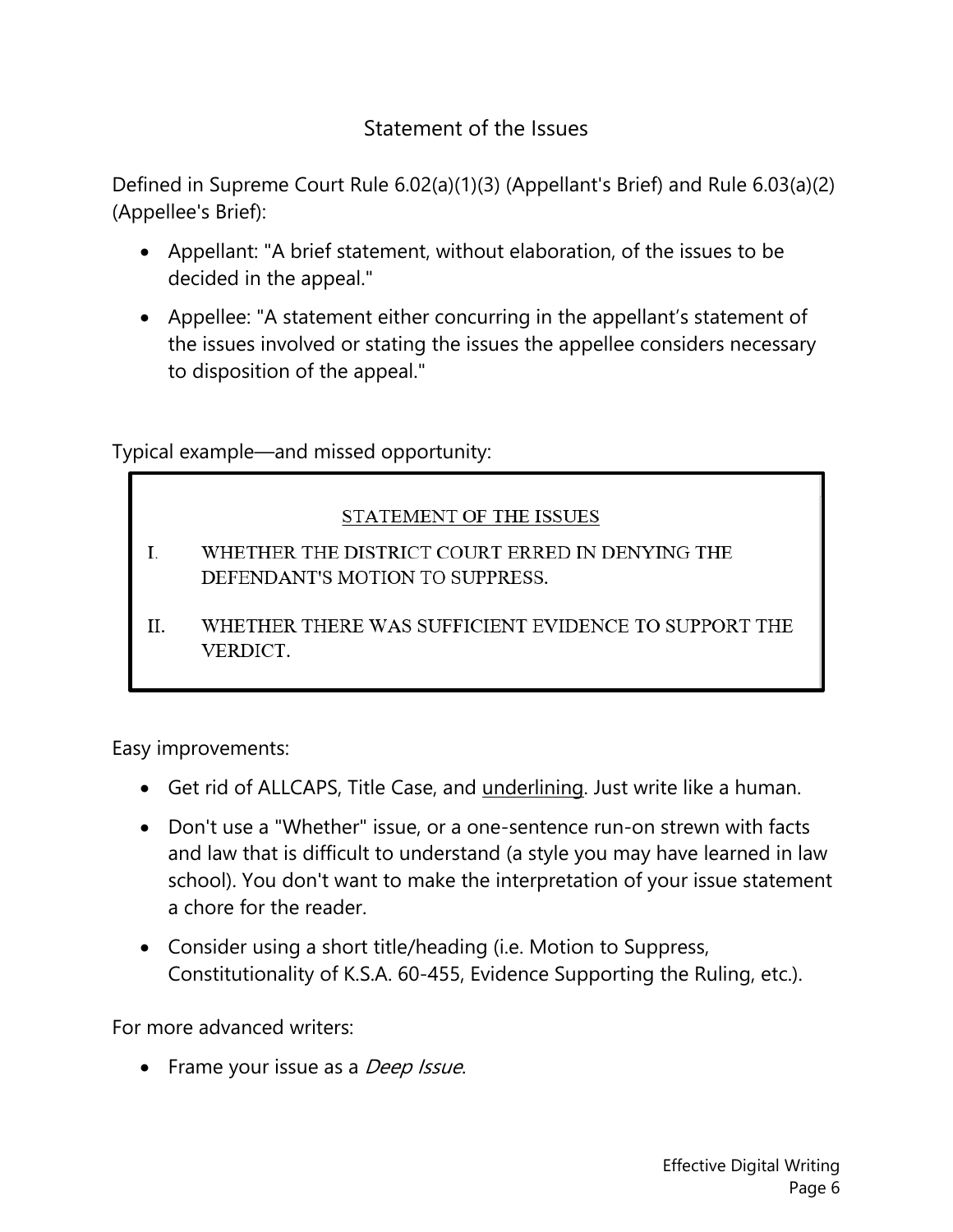## Statement of the Issues

Defined in Supreme Court Rule 6.02(a)(1)(3) (Appellant's Brief) and Rule 6.03(a)(2) (Appellee's Brief):

- Appellant: "A brief statement, without elaboration, of the issues to be decided in the appeal."
- Appellee: "A statement either concurring in the appellant's statement of the issues involved or stating the issues the appellee considers necessary to disposition of the appeal."

Typical example—and missed opportunity:

> <u>STATEMENT OF THE ISSUES</u>
>
> I. WHETHER THE DISTRICT COURT ERRED IN DENYING THE DEFENDANT'S MOTION TO SUPPRESS.
>
> II. WHETHER THERE WAS SUFFICIENT EVIDENCE TO SUPPORT THE VERDICT.

Easy improvements:

- Get rid of ALLCAPS, Title Case, and <u>underlining</u>. Just write like a human.
- Don't use a "Whether" issue, or a one-sentence run-on strewn with facts and law that is difficult to understand (a style you may have learned in law school). You don't want to make the interpretation of your issue statement a chore for the reader.
- Consider using a short title/heading (i.e. Motion to Suppress, Constitutionality of K.S.A. 60-455, Evidence Supporting the Ruling, etc.).

For more advanced writers:

- Frame your issue as a *Deep Issue*.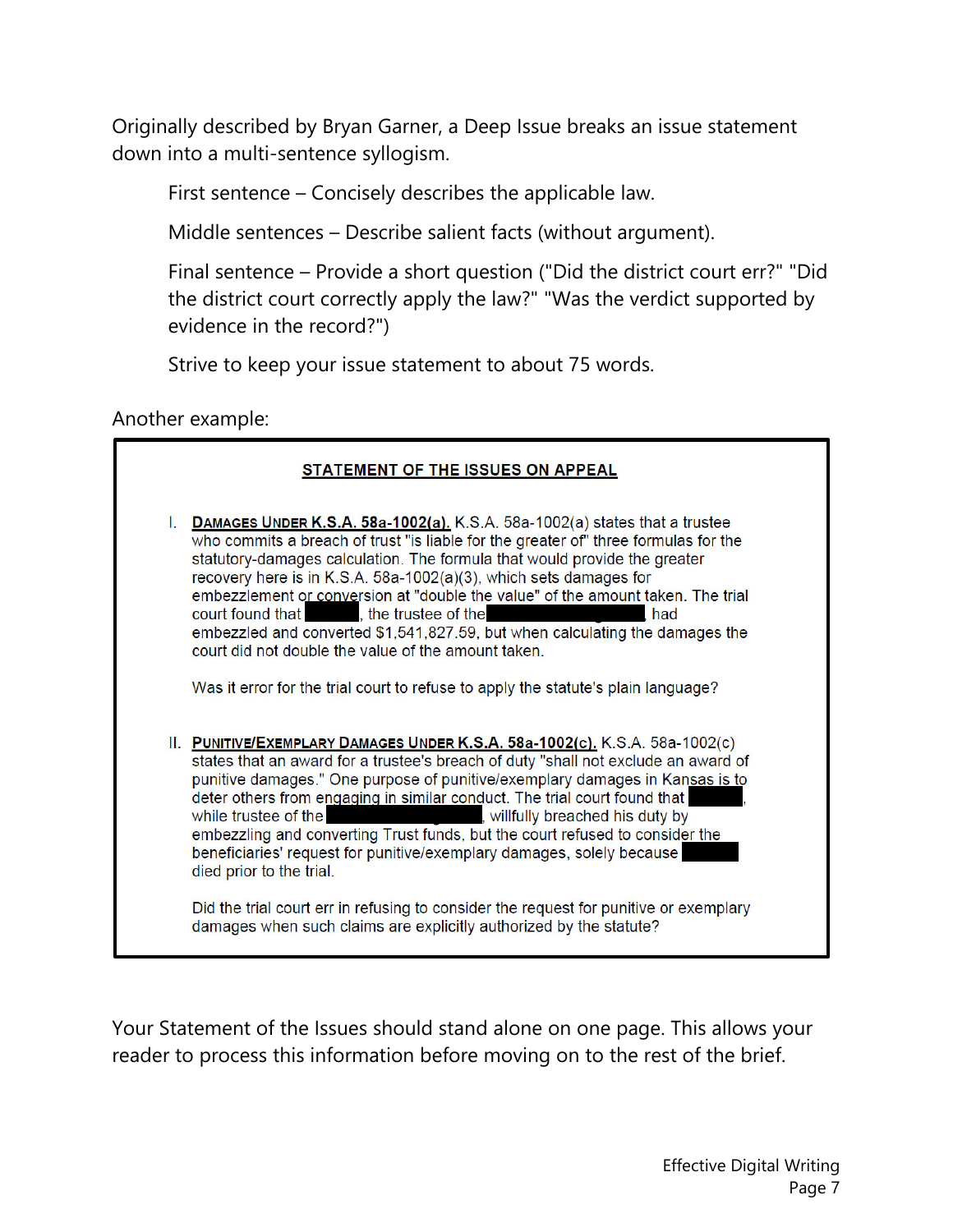Originally described by Bryan Garner, a Deep Issue breaks an issue statement down into a multi-sentence syllogism.

> First sentence – Concisely describes the applicable law.
>
> Middle sentences – Describe salient facts (without argument).
>
> Final sentence – Provide a short question ("Did the district court err?" "Did the district court correctly apply the law?" "Was the verdict supported by evidence in the record?")
>
> Strive to keep your issue statement to about 75 words.

Another example:

> **STATEMENT OF THE ISSUES ON APPEAL**
>
> I. **DAMAGES UNDER K.S.A. 58a-1002(a).** K.S.A. 58a-1002(a) states that a trustee who commits a breach of trust "is liable for the greater of" three formulas for the statutory-damages calculation. The formula that would provide the greater recovery here is in K.S.A. 58a-1002(a)(3), which sets damages for embezzlement or conversion at "double the value" of the amount taken. The trial court found that ██████, the trustee of the ██████████████, had embezzled and converted $1,541,827.59, but when calculating the damages the court did not double the value of the amount taken.
>
> Was it error for the trial court to refuse to apply the statute's plain language?
>
> II. **PUNITIVE/EXEMPLARY DAMAGES UNDER K.S.A. 58a-1002(c).** K.S.A. 58a-1002(c) states that an award for a trustee's breach of duty "shall not exclude an award of punitive damages." One purpose of punitive/exemplary damages in Kansas is to deter others from engaging in similar conduct. The trial court found that ██████, while trustee of the ██████████████, willfully breached his duty by embezzling and converting Trust funds, but the court refused to consider the beneficiaries' request for punitive/exemplary damages, solely because ██████ died prior to the trial.
>
> Did the trial court err in refusing to consider the request for punitive or exemplary damages when such claims are explicitly authorized by the statute?

Your Statement of the Issues should stand alone on one page. This allows your reader to process this information before moving on to the rest of the brief.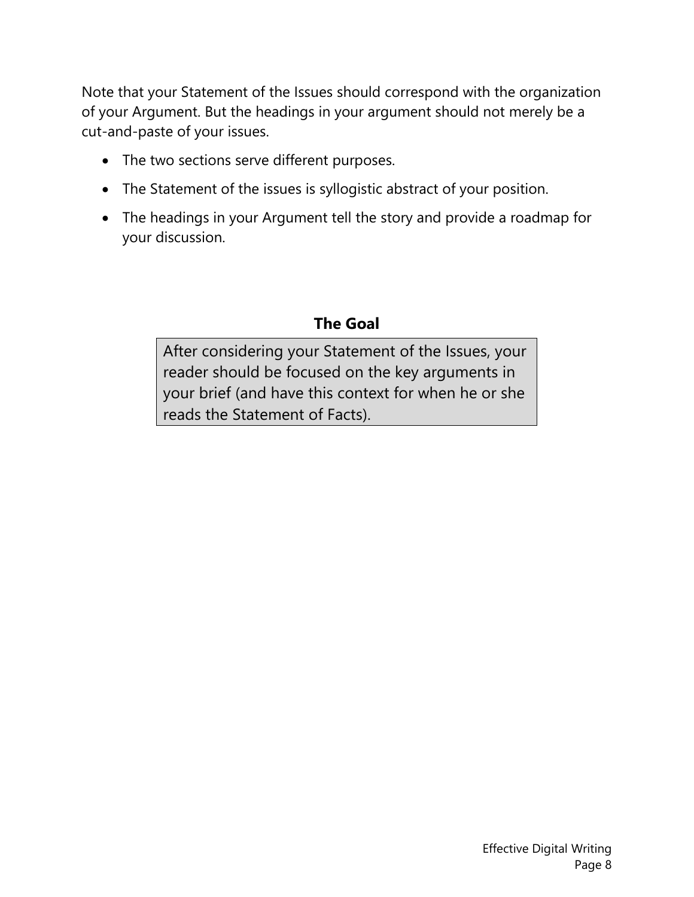Note that your Statement of the Issues should correspond with the organization of your Argument. But the headings in your argument should not merely be a cut-and-paste of your issues.

- The two sections serve different purposes.
- The Statement of the issues is syllogistic abstract of your position.
- The headings in your Argument tell the story and provide a roadmap for your discussion.

**The Goal**

> After considering your Statement of the Issues, your reader should be focused on the key arguments in your brief (and have this context for when he or she reads the Statement of Facts).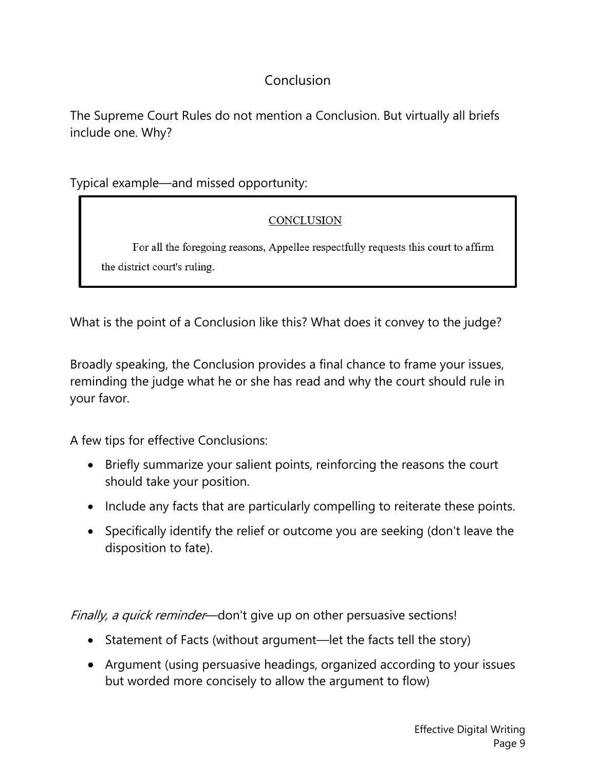## Conclusion

The Supreme Court Rules do not mention a Conclusion. But virtually all briefs include one. Why?

Typical example—and missed opportunity:

> CONCLUSION
>
> For all the foregoing reasons, Appellee respectfully requests this court to affirm the district court's ruling.

What is the point of a Conclusion like this? What does it convey to the judge?

Broadly speaking, the Conclusion provides a final chance to frame your issues, reminding the judge what he or she has read and why the court should rule in your favor.

A few tips for effective Conclusions:

- Briefly summarize your salient points, reinforcing the reasons the court should take your position.
- Include any facts that are particularly compelling to reiterate these points.
- Specifically identify the relief or outcome you are seeking (don't leave the disposition to fate).

*Finally, a quick reminder*—don't give up on other persuasive sections!

- Statement of Facts (without argument—let the facts tell the story)
- Argument (using persuasive headings, organized according to your issues but worded more concisely to allow the argument to flow)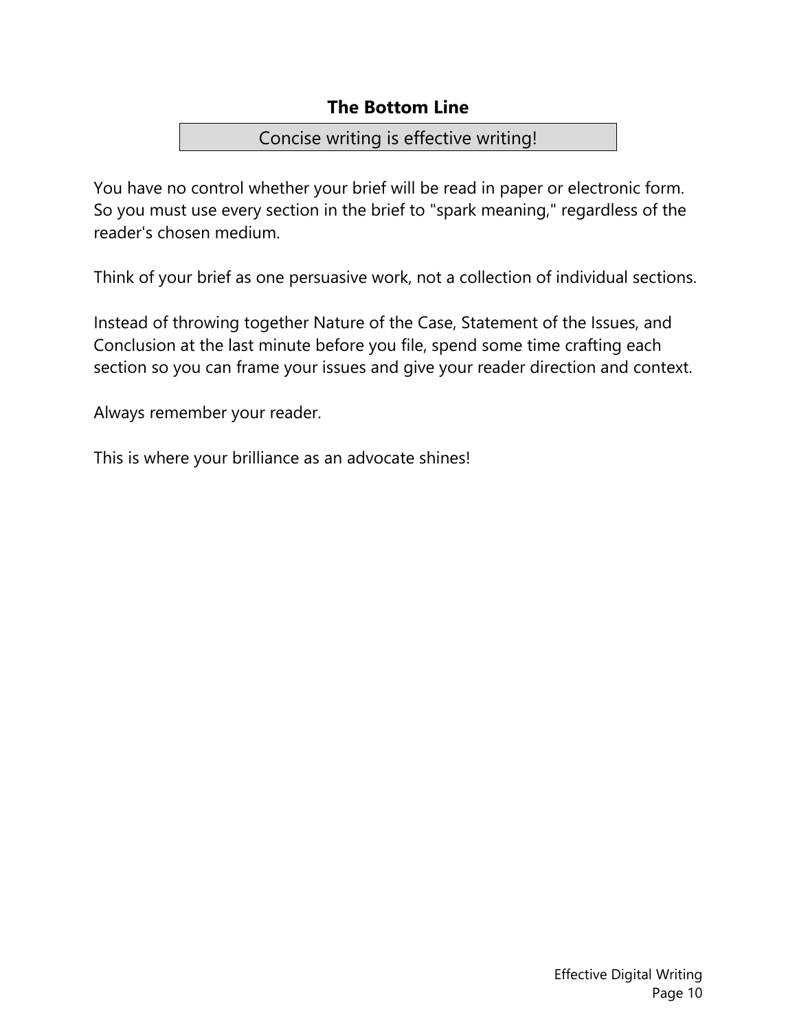## The Bottom Line

**Concise writing is effective writing!**

You have no control whether your brief will be read in paper or electronic form. So you must use every section in the brief to "spark meaning," regardless of the reader's chosen medium.

Think of your brief as one persuasive work, not a collection of individual sections.

Instead of throwing together Nature of the Case, Statement of the Issues, and Conclusion at the last minute before you file, spend some time crafting each section so you can frame your issues and give your reader direction and context.

Always remember your reader.

This is where your brilliance as an advocate shines!